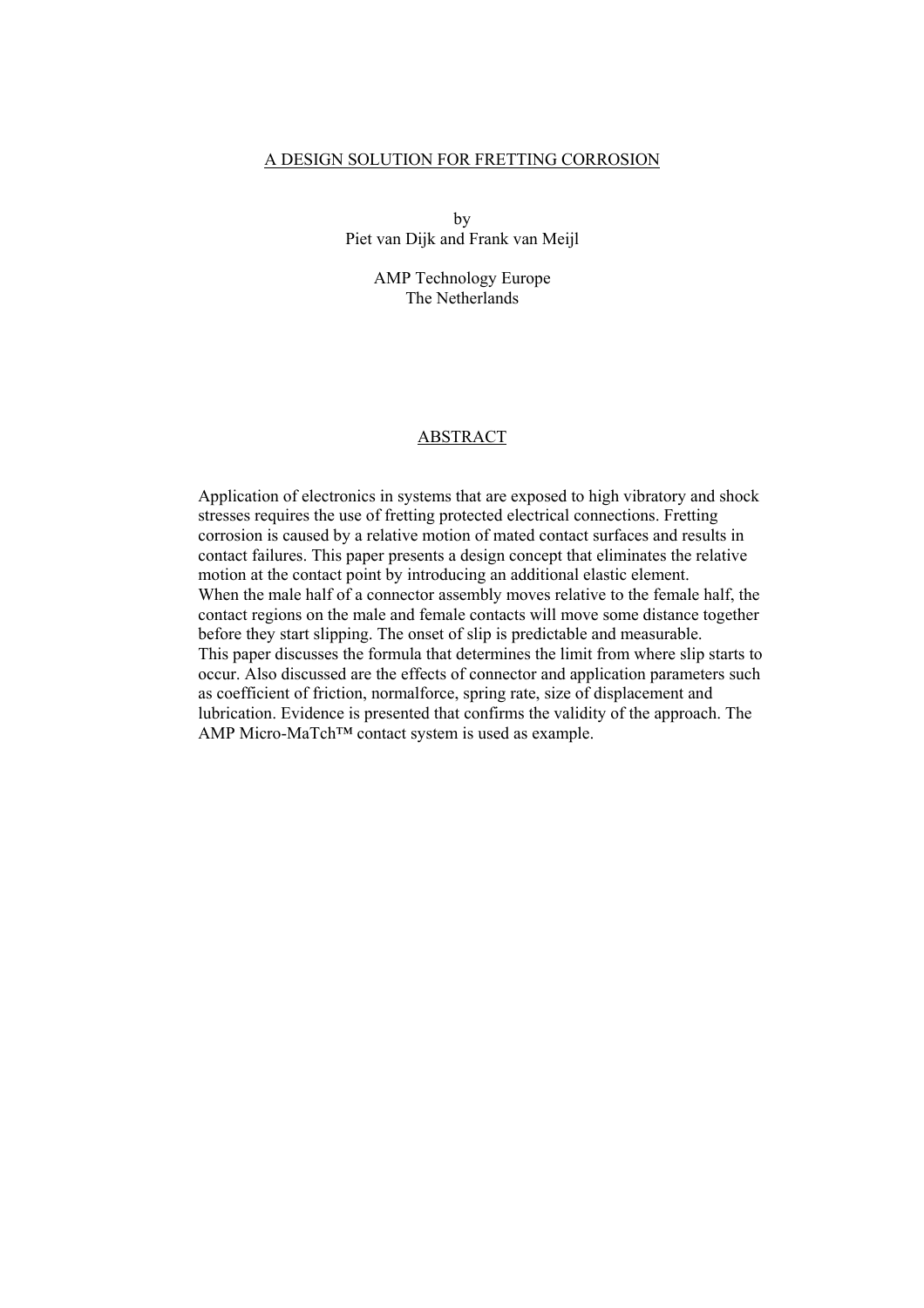# A DESIGN SOLUTION FOR FRETTING CORROSION

by
Piet van Dijk and Frank van Meijl

AMP Technology Europe
The Netherlands

## ABSTRACT

Application of electronics in systems that are exposed to high vibratory and shock stresses requires the use of fretting protected electrical connections. Fretting corrosion is caused by a relative motion of mated contact surfaces and results in contact failures. This paper presents a design concept that eliminates the relative motion at the contact point by introducing an additional elastic element.
When the male half of a connector assembly moves relative to the female half, the contact regions on the male and female contacts will move some distance together before they start slipping. The onset of slip is predictable and measurable.
This paper discusses the formula that determines the limit from where slip starts to occur. Also discussed are the effects of connector and application parameters such as coefficient of friction, normalforce, spring rate, size of displacement and lubrication. Evidence is presented that confirms the validity of the approach. The AMP Micro-MaTch™ contact system is used as example.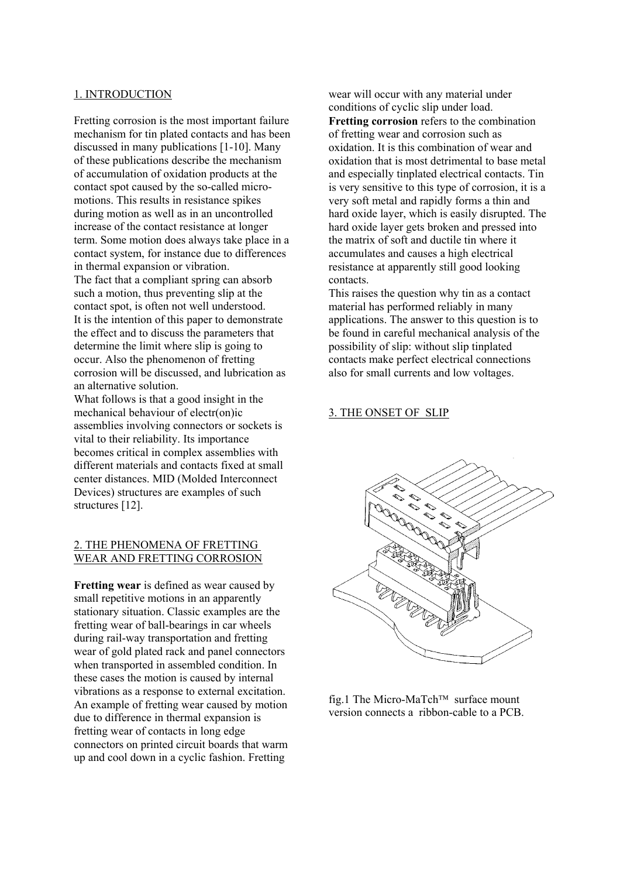## 1. INTRODUCTION

Fretting corrosion is the most important failure mechanism for tin plated contacts and has been discussed in many publications [1-10]. Many of these publications describe the mechanism of accumulation of oxidation products at the contact spot caused by the so-called micro-motions. This results in resistance spikes during motion as well as in an uncontrolled increase of the contact resistance at longer term. Some motion does always take place in a contact system, for instance due to differences in thermal expansion or vibration.
The fact that a compliant spring can absorb such a motion, thus preventing slip at the contact spot, is often not well understood.
It is the intention of this paper to demonstrate the effect and to discuss the parameters that determine the limit where slip is going to occur. Also the phenomenon of fretting corrosion will be discussed, and lubrication as an alternative solution.
What follows is that a good insight in the mechanical behaviour of electr(on)ic assemblies involving connectors or sockets is vital to their reliability. Its importance becomes critical in complex assemblies with different materials and contacts fixed at small center distances. MID (Molded Interconnect Devices) structures are examples of such structures [12].

## 2. THE PHENOMENA OF FRETTING WEAR AND FRETTING CORROSION

**Fretting wear** is defined as wear caused by small repetitive motions in an apparently stationary situation. Classic examples are the fretting wear of ball-bearings in car wheels during rail-way transportation and fretting wear of gold plated rack and panel connectors when transported in assembled condition. In these cases the motion is caused by internal vibrations as a response to external excitation. An example of fretting wear caused by motion due to difference in thermal expansion is fretting wear of contacts in long edge connectors on printed circuit boards that warm up and cool down in a cyclic fashion. Fretting wear will occur with any material under conditions of cyclic slip under load.
**Fretting corrosion** refers to the combination of fretting wear and corrosion such as oxidation. It is this combination of wear and oxidation that is most detrimental to base metal and especially tinplated electrical contacts. Tin is very sensitive to this type of corrosion, it is a very soft metal and rapidly forms a thin and hard oxide layer, which is easily disrupted. The hard oxide layer gets broken and pressed into the matrix of soft and ductile tin where it accumulates and causes a high electrical resistance at apparently still good looking contacts.
This raises the question why tin as a contact material has performed reliably in many applications. The answer to this question is to be found in careful mechanical analysis of the possibility of slip: without slip tinplated contacts make perfect electrical connections also for small currents and low voltages.

## 3. THE ONSET OF SLIP

fig.1 The Micro-MaTch™ surface mount version connects a ribbon-cable to a PCB.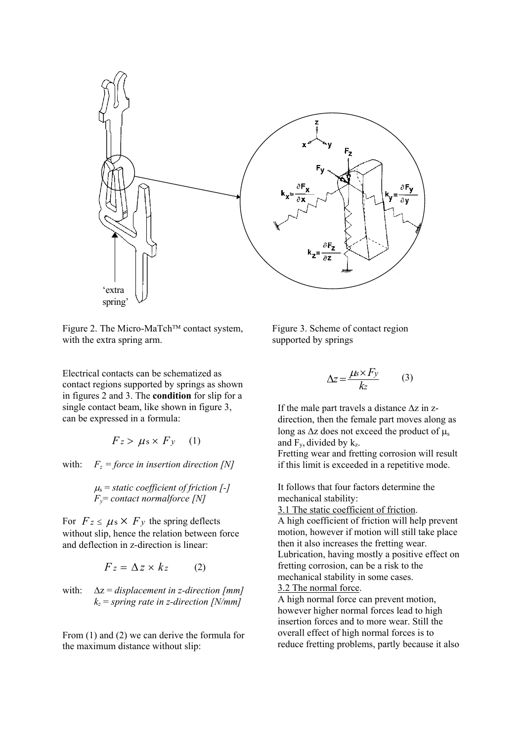'extra spring'

Figure 2. The Micro-MaTch™ contact system, with the extra spring arm.

Figure 3. Scheme of contact region supported by springs

Electrical contacts can be schematized as contact regions supported by springs as shown in figures 2 and 3. The **condition** for slip for a single contact beam, like shown in figure 3, can be expressed in a formula:

$$F_z > \mu_s \times F_y \qquad (1)$$

with: $F_z$ = *force in insertion direction [N]*

$\mu_s$ = *static coefficient of friction [-]*
$F_y$= *contact normalforce [N]*

For $F_z \leq \mu_s \times F_y$ the spring deflects without slip, hence the relation between force and deflection in z-direction is linear:

$$F_z = \Delta z \times k_z \qquad (2)$$

with: $\Delta z$ = *displacement in z-direction [mm]*
$k_z$ = *spring rate in z-direction [N/mm]*

From (1) and (2) we can derive the formula for the maximum distance without slip:

$$\Delta z = \frac{\mu_s \times F_y}{k_z} \qquad (3)$$

If the male part travels a distance $\Delta z$ in z-direction, then the female part moves along as long as $\Delta z$ does not exceed the product of $\mu_s$ and $F_y$, divided by $k_z$.
Fretting wear and fretting corrosion will result if this limit is exceeded in a repetitive mode.

It follows that four factors determine the mechanical stability:

3.1 The static coefficient of friction.
A high coefficient of friction will help prevent motion, however if motion will still take place then it also increases the fretting wear. Lubrication, having mostly a positive effect on fretting corrosion, can be a risk to the mechanical stability in some cases.

3.2 The normal force.
A high normal force can prevent motion, however higher normal forces lead to high insertion forces and to more wear. Still the overall effect of high normal forces is to reduce fretting problems, partly because it also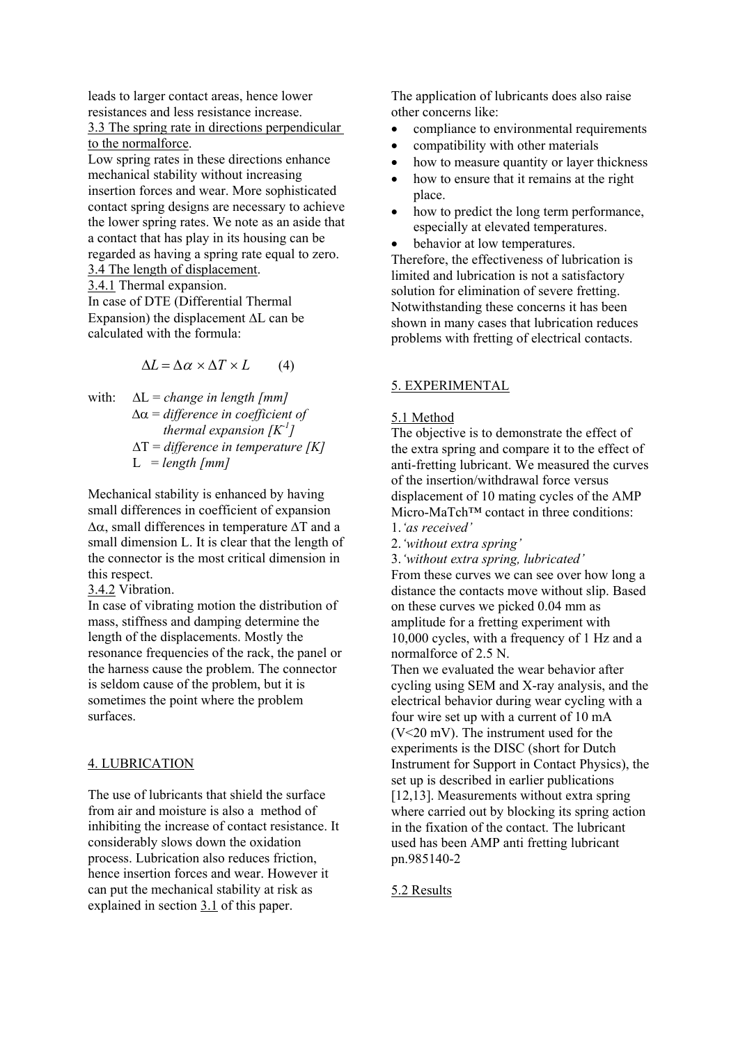leads to larger contact areas, hence lower resistances and less resistance increase.

3.3 The spring rate in directions perpendicular to the normalforce.

Low spring rates in these directions enhance mechanical stability without increasing insertion forces and wear. More sophisticated contact spring designs are necessary to achieve the lower spring rates. We note as an aside that a contact that has play in its housing can be regarded as having a spring rate equal to zero.

3.4 The length of displacement.

3.4.1 Thermal expansion.

In case of DTE (Differential Thermal Expansion) the displacement $\Delta L$ can be calculated with the formula:

$$\Delta L = \Delta\alpha \times \Delta T \times L \qquad (4)$$

with:
- $\Delta L$ = *change in length [mm]*
- $\Delta\alpha$ = *difference in coefficient of thermal expansion [$K^{-1}$]*
- $\Delta T$ = *difference in temperature [K]*
- $L$ = *length [mm]*

Mechanical stability is enhanced by having small differences in coefficient of expansion $\Delta\alpha$, small differences in temperature $\Delta T$ and a small dimension L. It is clear that the length of the connector is the most critical dimension in this respect.

3.4.2 Vibration.

In case of vibrating motion the distribution of mass, stiffness and damping determine the length of the displacements. Mostly the resonance frequencies of the rack, the panel or the harness cause the problem. The connector is seldom cause of the problem, but it is sometimes the point where the problem surfaces.

## 4. LUBRICATION

The use of lubricants that shield the surface from air and moisture is also a method of inhibiting the increase of contact resistance. It considerably slows down the oxidation process. Lubrication also reduces friction, hence insertion forces and wear. However it can put the mechanical stability at risk as explained in section 3.1 of this paper.

The application of lubricants does also raise other concerns like:

- compliance to environmental requirements
- compatibility with other materials
- how to measure quantity or layer thickness
- how to ensure that it remains at the right place.
- how to predict the long term performance, especially at elevated temperatures.
- behavior at low temperatures.

Therefore, the effectiveness of lubrication is limited and lubrication is not a satisfactory solution for elimination of severe fretting. Notwithstanding these concerns it has been shown in many cases that lubrication reduces problems with fretting of electrical contacts.

## 5. EXPERIMENTAL

### 5.1 Method

The objective is to demonstrate the effect of the extra spring and compare it to the effect of anti-fretting lubricant. We measured the curves of the insertion/withdrawal force versus displacement of 10 mating cycles of the AMP Micro-MaTch™ contact in three conditions:

1. *'as received'*
2. *'without extra spring'*
3. *'without extra spring, lubricated'*

From these curves we can see over how long a distance the contacts move without slip. Based on these curves we picked 0.04 mm as amplitude for a fretting experiment with 10,000 cycles, with a frequency of 1 Hz and a normalforce of 2.5 N.

Then we evaluated the wear behavior after cycling using SEM and X-ray analysis, and the electrical behavior during wear cycling with a four wire set up with a current of 10 mA (V<20 mV). The instrument used for the experiments is the DISC (short for Dutch Instrument for Support in Contact Physics), the set up is described in earlier publications [12,13]. Measurements without extra spring where carried out by blocking its spring action in the fixation of the contact. The lubricant used has been AMP anti fretting lubricant pn.985140-2

### 5.2 Results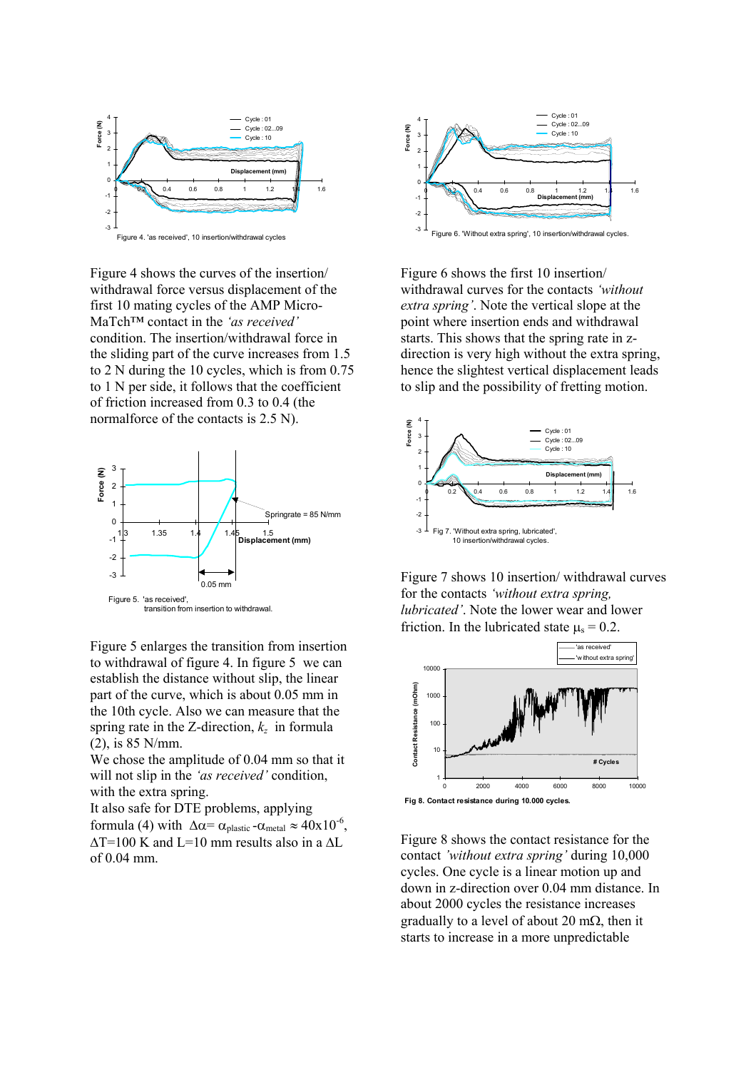Figure 4. 'as received', 10 insertion/withdrawal cycles

Figure 4 shows the curves of the insertion/ withdrawal force versus displacement of the first 10 mating cycles of the AMP Micro-MaTch™ contact in the *'as received'* condition. The insertion/withdrawal force in the sliding part of the curve increases from 1.5 to 2 N during the 10 cycles, which is from 0.75 to 1 N per side, it follows that the coefficient of friction increased from 0.3 to 0.4 (the normalforce of the contacts is 2.5 N).

Figure 5. 'as received', transition from insertion to withdrawal.

Figure 5 enlarges the transition from insertion to withdrawal of figure 4. In figure 5 we can establish the distance without slip, the linear part of the curve, which is about 0.05 mm in the 10th cycle. Also we can measure that the spring rate in the Z-direction, $k_z$ in formula (2), is 85 N/mm.

We chose the amplitude of 0.04 mm so that it will not slip in the *'as received'* condition, with the extra spring.

It also safe for DTE problems, applying formula (4) with $\Delta\alpha = \alpha_{plastic} - \alpha_{metal} \approx 40 \times 10^{-6}$, $\Delta T = 100$ K and L=10 mm results also in a $\Delta L$ of 0.04 mm.

Figure 6. 'Without extra spring', 10 insertion/withdrawal cycles.

Figure 6 shows the first 10 insertion/ withdrawal curves for the contacts *'without extra spring'*. Note the vertical slope at the point where insertion ends and withdrawal starts. This shows that the spring rate in z-direction is very high without the extra spring, hence the slightest vertical displacement leads to slip and the possibility of fretting motion.

Fig 7. 'Without extra spring, lubricated', 10 insertion/withdrawal cycles.

Figure 7 shows 10 insertion/ withdrawal curves for the contacts *'without extra spring, lubricated'*. Note the lower wear and lower friction. In the lubricated state $\mu_s = 0.2$.

**Fig 8. Contact resistance during 10.000 cycles.**

Figure 8 shows the contact resistance for the contact *'without extra spring'* during 10,000 cycles. One cycle is a linear motion up and down in z-direction over 0.04 mm distance. In about 2000 cycles the resistance increases gradually to a level of about 20 mΩ, then it starts to increase in a more unpredictable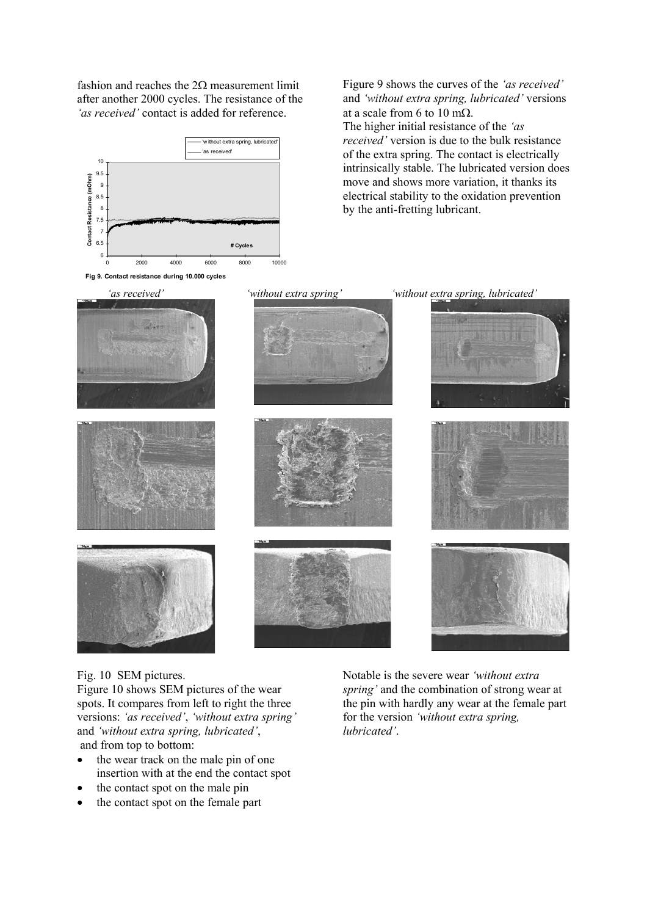fashion and reaches the 2Ω measurement limit after another 2000 cycles. The resistance of the *'as received'* contact is added for reference.

Fig 9. Contact resistance during 10.000 cycles

Figure 9 shows the curves of the *'as received'* and *'without extra spring, lubricated'* versions at a scale from 6 to 10 mΩ.

The higher initial resistance of the *'as received'* version is due to the bulk resistance of the extra spring. The contact is electrically intrinsically stable. The lubricated version does move and shows more variation, it thanks its electrical stability to the oxidation prevention by the anti-fretting lubricant.

*'as received'* *'without extra spring'* *'without extra spring, lubricated'*

Fig. 10 SEM pictures.

Figure 10 shows SEM pictures of the wear spots. It compares from left to right the three versions: *'as received'*, *'without extra spring'* and *'without extra spring, lubricated'*, and from top to bottom:

- the wear track on the male pin of one insertion with at the end the contact spot
- the contact spot on the male pin
- the contact spot on the female part

Notable is the severe wear *'without extra spring'* and the combination of strong wear at the pin with hardly any wear at the female part for the version *'without extra spring, lubricated'*.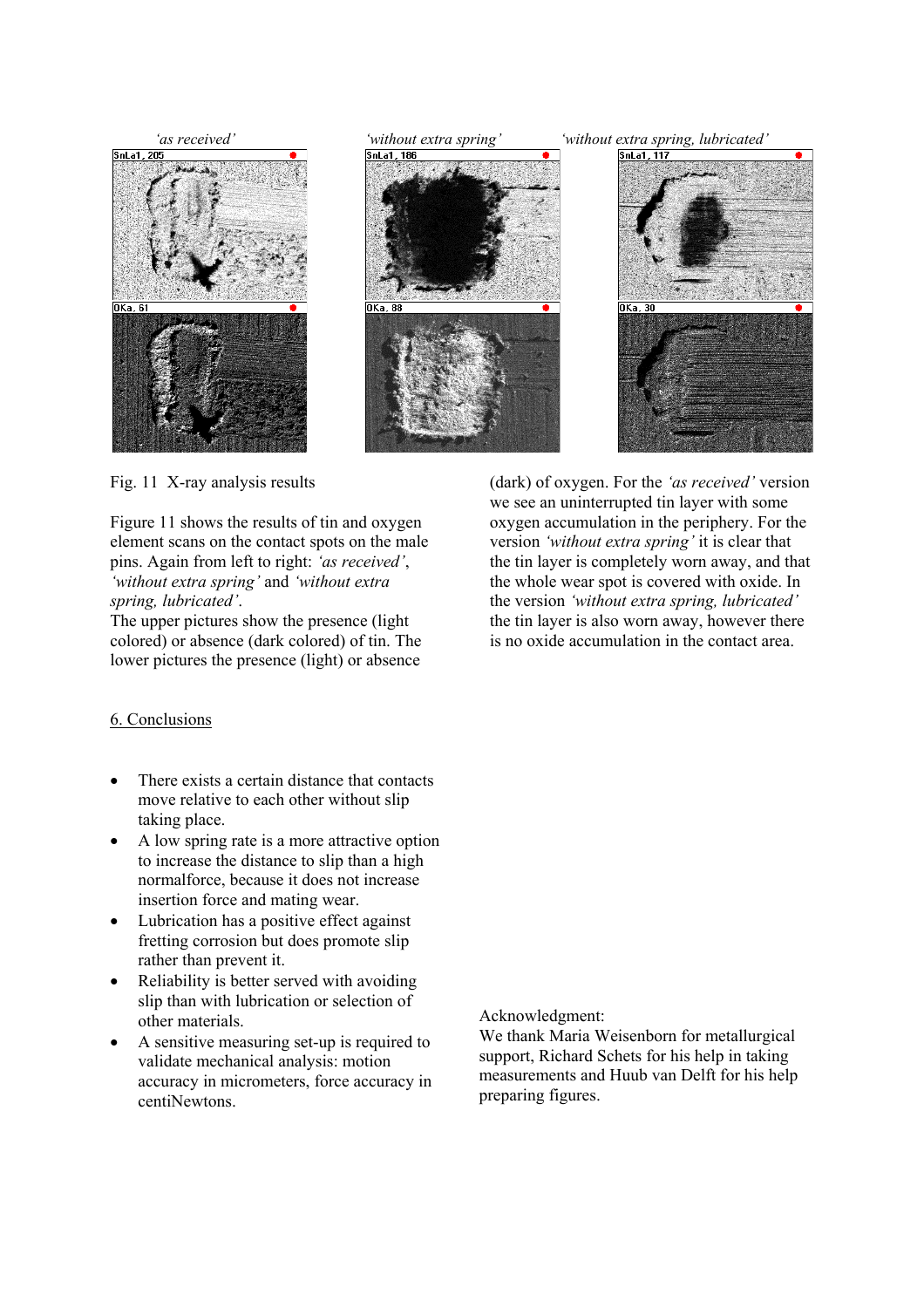*'as received'* *'without extra spring'* *'without extra spring, lubricated'*

Fig. 11 X-ray analysis results

Figure 11 shows the results of tin and oxygen element scans on the contact spots on the male pins. Again from left to right: *'as received'*, *'without extra spring'* and *'without extra spring, lubricated'*.
The upper pictures show the presence (light colored) or absence (dark colored) of tin. The lower pictures the presence (light) or absence (dark) of oxygen. For the *'as received'* version we see an uninterrupted tin layer with some oxygen accumulation in the periphery. For the version *'without extra spring'* it is clear that the tin layer is completely worn away, and that the whole wear spot is covered with oxide. In the version *'without extra spring, lubricated'* the tin layer is also worn away, however there is no oxide accumulation in the contact area.

## 6. Conclusions

- There exists a certain distance that contacts move relative to each other without slip taking place.
- A low spring rate is a more attractive option to increase the distance to slip than a high normalforce, because it does not increase insertion force and mating wear.
- Lubrication has a positive effect against fretting corrosion but does promote slip rather than prevent it.
- Reliability is better served with avoiding slip than with lubrication or selection of other materials.
- A sensitive measuring set-up is required to validate mechanical analysis: motion accuracy in micrometers, force accuracy in centiNewtons.

Acknowledgment:
We thank Maria Weisenborn for metallurgical support, Richard Schets for his help in taking measurements and Huub van Delft for his help preparing figures.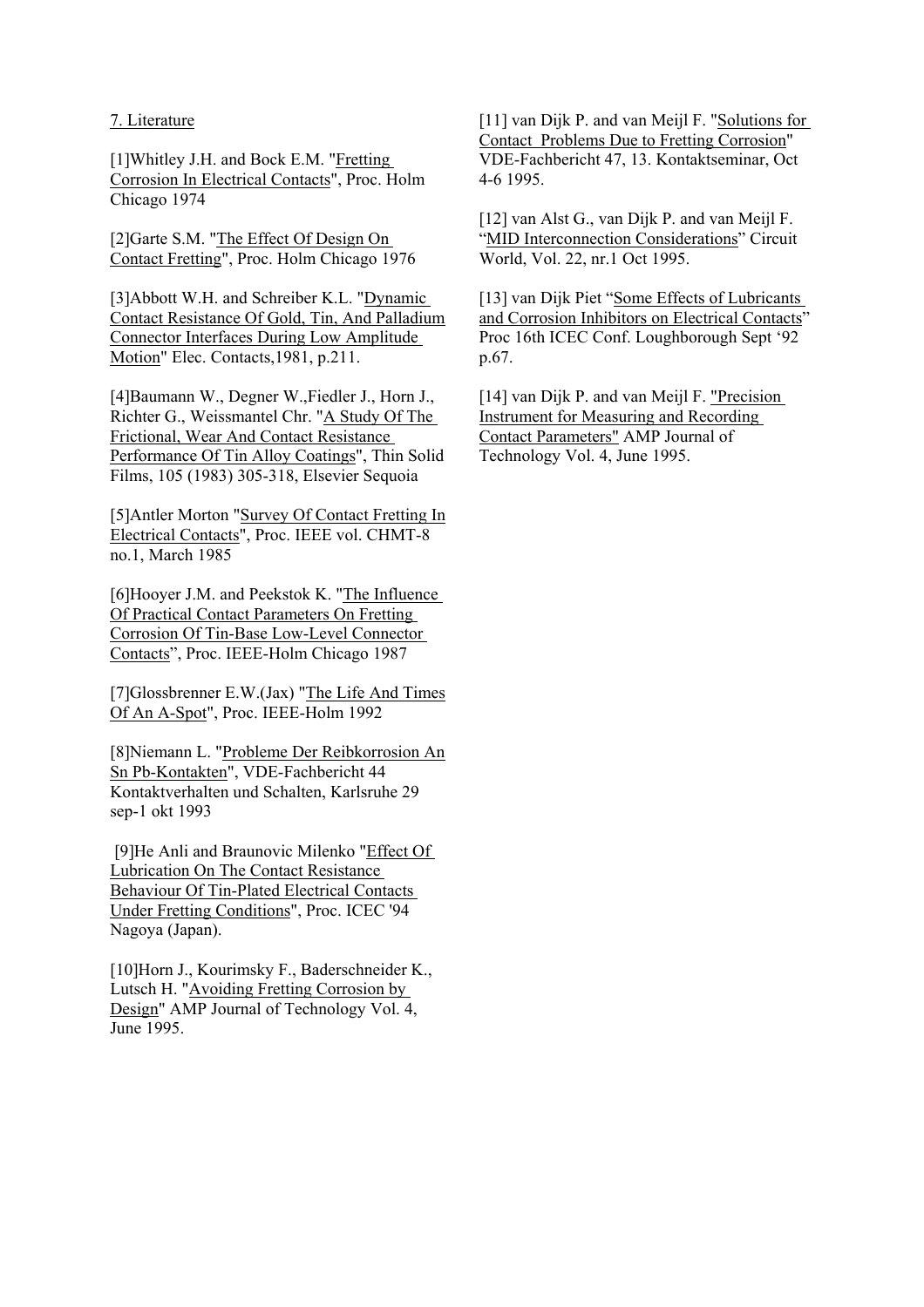## 7. Literature

[1]Whitley J.H. and Bock E.M. "Fretting Corrosion In Electrical Contacts", Proc. Holm Chicago 1974

[2]Garte S.M. "The Effect Of Design On Contact Fretting", Proc. Holm Chicago 1976

[3]Abbott W.H. and Schreiber K.L. "Dynamic Contact Resistance Of Gold, Tin, And Palladium Connector Interfaces During Low Amplitude Motion" Elec. Contacts,1981, p.211.

[4]Baumann W., Degner W.,Fiedler J., Horn J., Richter G., Weissmantel Chr. "A Study Of The Frictional, Wear And Contact Resistance Performance Of Tin Alloy Coatings", Thin Solid Films, 105 (1983) 305-318, Elsevier Sequoia

[5]Antler Morton "Survey Of Contact Fretting In Electrical Contacts", Proc. IEEE vol. CHMT-8 no.1, March 1985

[6]Hooyer J.M. and Peekstok K. "The Influence Of Practical Contact Parameters On Fretting Corrosion Of Tin-Base Low-Level Connector Contacts", Proc. IEEE-Holm Chicago 1987

[7]Glossbrenner E.W.(Jax) "The Life And Times Of An A-Spot", Proc. IEEE-Holm 1992

[8]Niemann L. "Probleme Der Reibkorrosion An Sn Pb-Kontakten", VDE-Fachbericht 44 Kontaktverhalten und Schalten, Karlsruhe 29 sep-1 okt 1993

[9]He Anli and Braunovic Milenko "Effect Of Lubrication On The Contact Resistance Behaviour Of Tin-Plated Electrical Contacts Under Fretting Conditions", Proc. ICEC '94 Nagoya (Japan).

[10]Horn J., Kourimsky F., Baderschneider K., Lutsch H. "Avoiding Fretting Corrosion by Design" AMP Journal of Technology Vol. 4, June 1995.

[11] van Dijk P. and van Meijl F. "Solutions for Contact Problems Due to Fretting Corrosion" VDE-Fachbericht 47, 13. Kontaktseminar, Oct 4-6 1995.

[12] van Alst G., van Dijk P. and van Meijl F. "MID Interconnection Considerations" Circuit World, Vol. 22, nr.1 Oct 1995.

[13] van Dijk Piet "Some Effects of Lubricants and Corrosion Inhibitors on Electrical Contacts" Proc 16th ICEC Conf. Loughborough Sept '92 p.67.

[14] van Dijk P. and van Meijl F. "Precision Instrument for Measuring and Recording Contact Parameters" AMP Journal of Technology Vol. 4, June 1995.